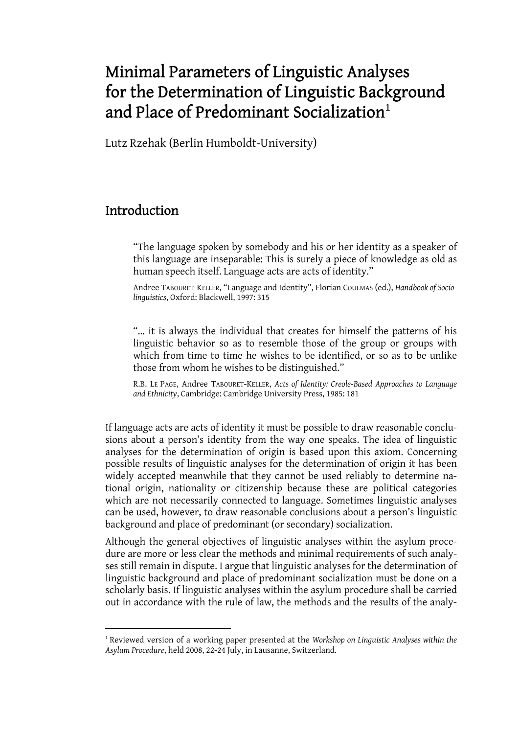# Minimal Parameters of Linguistic Analyses for the Determination of Linguistic Background and Place of Predominant Socialization[1]

Lutz Rzehak (Berlin Humboldt-University)

## Introduction

> "The language spoken by somebody and his or her identity as a speaker of this language are inseparable: This is surely a piece of knowledge as old as human speech itself. Language acts are acts of identity."
>
> Andree TABOURET-KELLER, "Language and Identity", Florian COULMAS (ed.), *Handbook of Sociolinguistics*, Oxford: Blackwell, 1997: 315

> "… it is always the individual that creates for himself the patterns of his linguistic behavior so as to resemble those of the group or groups with which from time to time he wishes to be identified, or so as to be unlike those from whom he wishes to be distinguished."
>
> R.B. LE PAGE, Andree TABOURET-KELLER, *Acts of Identity: Creole-Based Approaches to Language and Ethnicity*, Cambridge: Cambridge University Press, 1985: 181

If language acts are acts of identity it must be possible to draw reasonable conclusions about a person's identity from the way one speaks. The idea of linguistic analyses for the determination of origin is based upon this axiom. Concerning possible results of linguistic analyses for the determination of origin it has been widely accepted meanwhile that they cannot be used reliably to determine national origin, nationality or citizenship because these are political categories which are not necessarily connected to language. Sometimes linguistic analyses can be used, however, to draw reasonable conclusions about a person's linguistic background and place of predominant (or secondary) socialization.

Although the general objectives of linguistic analyses within the asylum procedure are more or less clear the methods and minimal requirements of such analyses still remain in dispute. I argue that linguistic analyses for the determination of linguistic background and place of predominant socialization must be done on a scholarly basis. If linguistic analyses within the asylum procedure shall be carried out in accordance with the rule of law, the methods and the results of the analy-

[1] Reviewed version of a working paper presented at the *Workshop on Linguistic Analyses within the Asylum Procedure*, held 2008, 22-24 July, in Lausanne, Switzerland.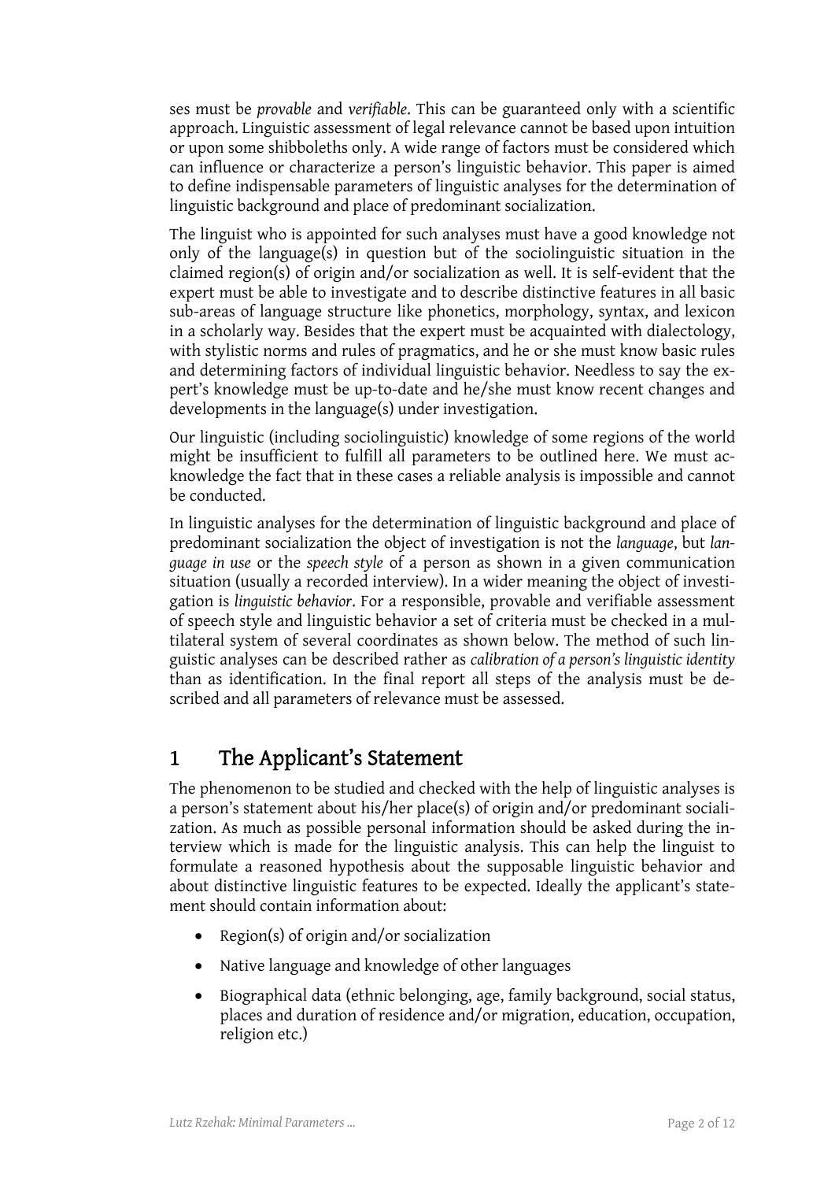ses must be *provable* and *verifiable*. This can be guaranteed only with a scientific approach. Linguistic assessment of legal relevance cannot be based upon intuition or upon some shibboleths only. A wide range of factors must be considered which can influence or characterize a person's linguistic behavior. This paper is aimed to define indispensable parameters of linguistic analyses for the determination of linguistic background and place of predominant socialization.

The linguist who is appointed for such analyses must have a good knowledge not only of the language(s) in question but of the sociolinguistic situation in the claimed region(s) of origin and/or socialization as well. It is self-evident that the expert must be able to investigate and to describe distinctive features in all basic sub-areas of language structure like phonetics, morphology, syntax, and lexicon in a scholarly way. Besides that the expert must be acquainted with dialectology, with stylistic norms and rules of pragmatics, and he or she must know basic rules and determining factors of individual linguistic behavior. Needless to say the expert's knowledge must be up-to-date and he/she must know recent changes and developments in the language(s) under investigation.

Our linguistic (including sociolinguistic) knowledge of some regions of the world might be insufficient to fulfill all parameters to be outlined here. We must acknowledge the fact that in these cases a reliable analysis is impossible and cannot be conducted.

In linguistic analyses for the determination of linguistic background and place of predominant socialization the object of investigation is not the *language*, but *language in use* or the *speech style* of a person as shown in a given communication situation (usually a recorded interview). In a wider meaning the object of investigation is *linguistic behavior*. For a responsible, provable and verifiable assessment of speech style and linguistic behavior a set of criteria must be checked in a multilateral system of several coordinates as shown below. The method of such linguistic analyses can be described rather as *calibration of a person's linguistic identity* than as identification. In the final report all steps of the analysis must be described and all parameters of relevance must be assessed.

## 1 The Applicant's Statement

The phenomenon to be studied and checked with the help of linguistic analyses is a person's statement about his/her place(s) of origin and/or predominant socialization. As much as possible personal information should be asked during the interview which is made for the linguistic analysis. This can help the linguist to formulate a reasoned hypothesis about the supposable linguistic behavior and about distinctive linguistic features to be expected. Ideally the applicant's statement should contain information about:

- Region(s) of origin and/or socialization
- Native language and knowledge of other languages
- Biographical data (ethnic belonging, age, family background, social status, places and duration of residence and/or migration, education, occupation, religion etc.)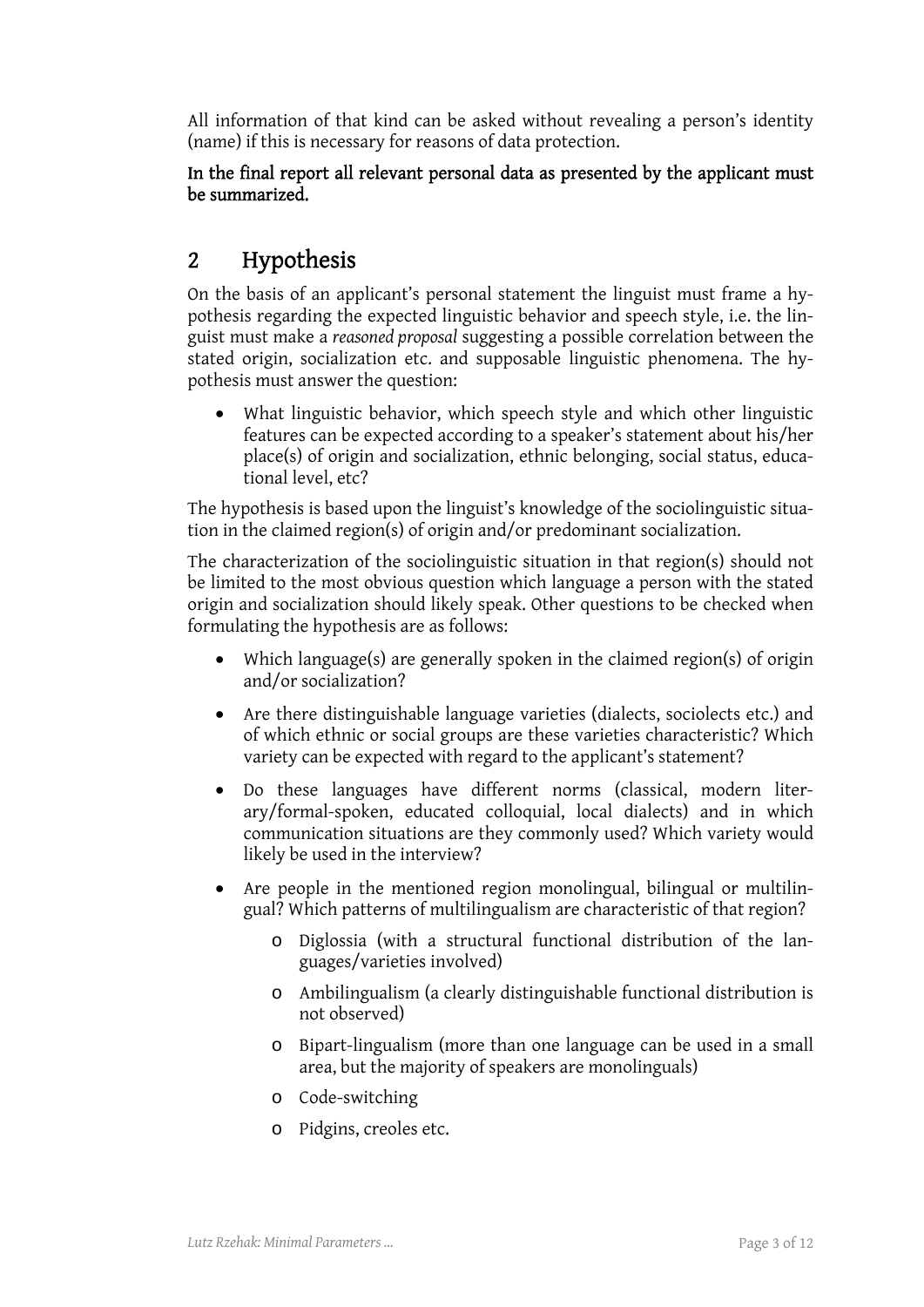All information of that kind can be asked without revealing a person's identity (name) if this is necessary for reasons of data protection.

**In the final report all relevant personal data as presented by the applicant must be summarized.**

## 2 Hypothesis

On the basis of an applicant's personal statement the linguist must frame a hypothesis regarding the expected linguistic behavior and speech style, i.e. the linguist must make a *reasoned proposal* suggesting a possible correlation between the stated origin, socialization etc. and supposable linguistic phenomena. The hypothesis must answer the question:

- What linguistic behavior, which speech style and which other linguistic features can be expected according to a speaker's statement about his/her place(s) of origin and socialization, ethnic belonging, social status, educational level, etc?

The hypothesis is based upon the linguist's knowledge of the sociolinguistic situation in the claimed region(s) of origin and/or predominant socialization.

The characterization of the sociolinguistic situation in that region(s) should not be limited to the most obvious question which language a person with the stated origin and socialization should likely speak. Other questions to be checked when formulating the hypothesis are as follows:

- Which language(s) are generally spoken in the claimed region(s) of origin and/or socialization?
- Are there distinguishable language varieties (dialects, sociolects etc.) and of which ethnic or social groups are these varieties characteristic? Which variety can be expected with regard to the applicant's statement?
- Do these languages have different norms (classical, modern literary/formal-spoken, educated colloquial, local dialects) and in which communication situations are they commonly used? Which variety would likely be used in the interview?
- Are people in the mentioned region monolingual, bilingual or multilingual? Which patterns of multilingualism are characteristic of that region?
    - Diglossia (with a structural functional distribution of the languages/varieties involved)
    - Ambilingualism (a clearly distinguishable functional distribution is not observed)
    - Bipart-lingualism (more than one language can be used in a small area, but the majority of speakers are monolinguals)
    - Code-switching
    - Pidgins, creoles etc.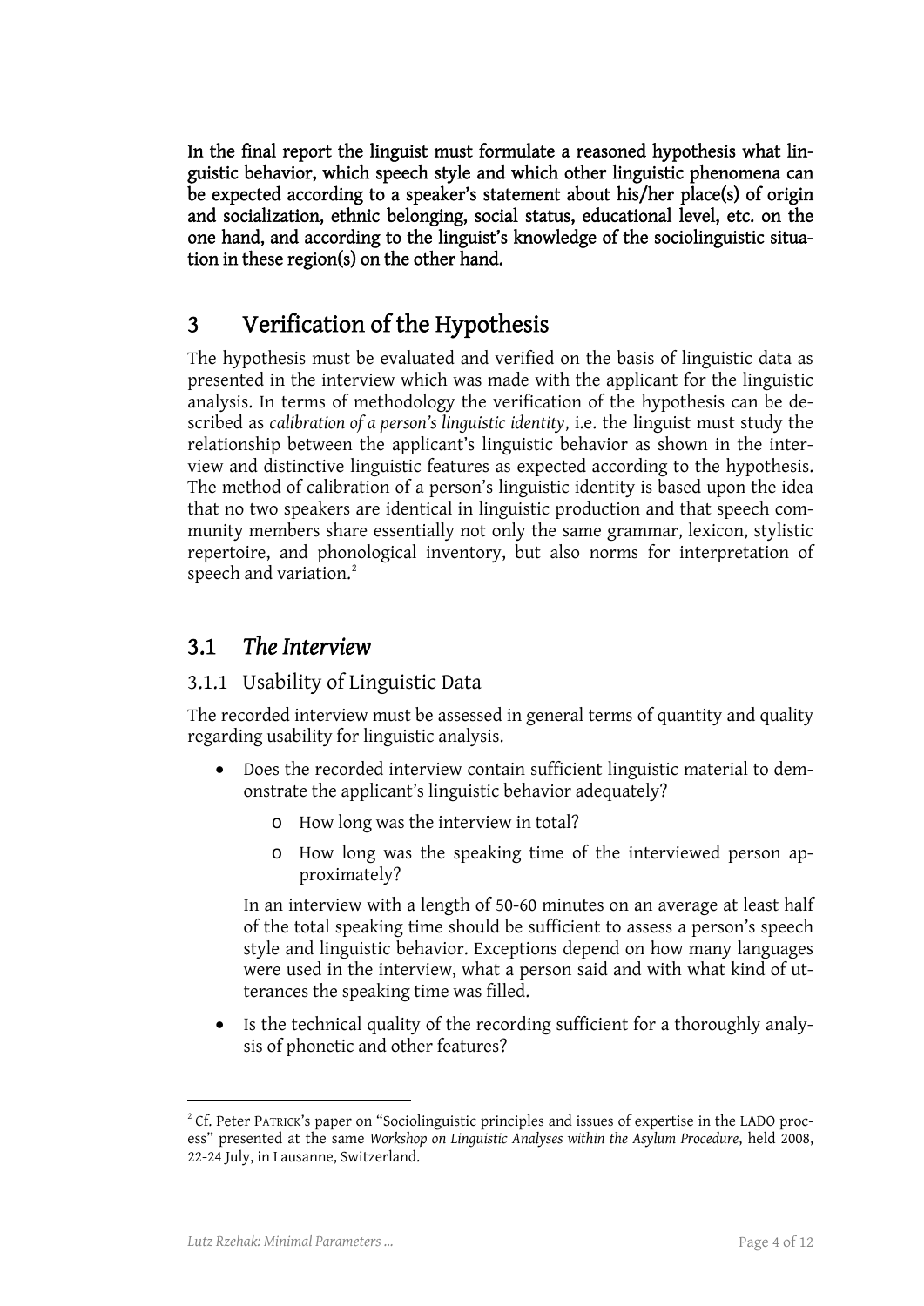**In the final report the linguist must formulate a reasoned hypothesis what linguistic behavior, which speech style and which other linguistic phenomena can be expected according to a speaker's statement about his/her place(s) of origin and socialization, ethnic belonging, social status, educational level, etc. on the one hand, and according to the linguist's knowledge of the sociolinguistic situation in these region(s) on the other hand.**

# 3 Verification of the Hypothesis

The hypothesis must be evaluated and verified on the basis of linguistic data as presented in the interview which was made with the applicant for the linguistic analysis. In terms of methodology the verification of the hypothesis can be described as *calibration of a person's linguistic identity*, i.e. the linguist must study the relationship between the applicant's linguistic behavior as shown in the interview and distinctive linguistic features as expected according to the hypothesis. The method of calibration of a person's linguistic identity is based upon the idea that no two speakers are identical in linguistic production and that speech community members share essentially not only the same grammar, lexicon, stylistic repertoire, and phonological inventory, but also norms for interpretation of speech and variation.[2]

## 3.1 *The Interview*

### 3.1.1 Usability of Linguistic Data

The recorded interview must be assessed in general terms of quantity and quality regarding usability for linguistic analysis.

- Does the recorded interview contain sufficient linguistic material to demonstrate the applicant's linguistic behavior adequately?
    - How long was the interview in total?
    - How long was the speaking time of the interviewed person approximately?

  In an interview with a length of 50-60 minutes on an average at least half of the total speaking time should be sufficient to assess a person's speech style and linguistic behavior. Exceptions depend on how many languages were used in the interview, what a person said and with what kind of utterances the speaking time was filled.

- Is the technical quality of the recording sufficient for a thoroughly analysis of phonetic and other features?

---

[2] Cf. Peter PATRICK's paper on "Sociolinguistic principles and issues of expertise in the LADO process" presented at the same *Workshop on Linguistic Analyses within the Asylum Procedure*, held 2008, 22-24 July, in Lausanne, Switzerland.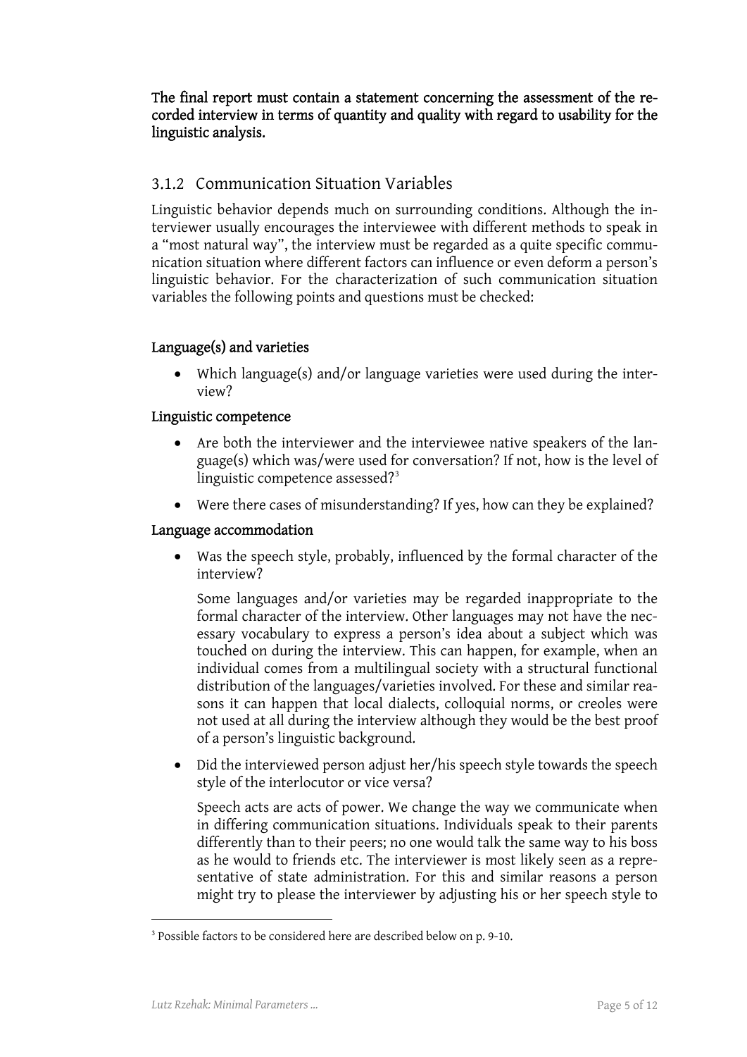**The final report must contain a statement concerning the assessment of the recorded interview in terms of quantity and quality with regard to usability for the linguistic analysis.**

### 3.1.2 Communication Situation Variables

Linguistic behavior depends much on surrounding conditions. Although the interviewer usually encourages the interviewee with different methods to speak in a "most natural way", the interview must be regarded as a quite specific communication situation where different factors can influence or even deform a person's linguistic behavior. For the characterization of such communication situation variables the following points and questions must be checked:

**Language(s) and varieties**

- Which language(s) and/or language varieties were used during the interview?

**Linguistic competence**

- Are both the interviewer and the interviewee native speakers of the language(s) which was/were used for conversation? If not, how is the level of linguistic competence assessed?[3]
- Were there cases of misunderstanding? If yes, how can they be explained?

**Language accommodation**

- Was the speech style, probably, influenced by the formal character of the interview?

  Some languages and/or varieties may be regarded inappropriate to the formal character of the interview. Other languages may not have the necessary vocabulary to express a person's idea about a subject which was touched on during the interview. This can happen, for example, when an individual comes from a multilingual society with a structural functional distribution of the languages/varieties involved. For these and similar reasons it can happen that local dialects, colloquial norms, or creoles were not used at all during the interview although they would be the best proof of a person's linguistic background.

- Did the interviewed person adjust her/his speech style towards the speech style of the interlocutor or vice versa?

  Speech acts are acts of power. We change the way we communicate when in differing communication situations. Individuals speak to their parents differently than to their peers; no one would talk the same way to his boss as he would to friends etc. The interviewer is most likely seen as a representative of state administration. For this and similar reasons a person might try to please the interviewer by adjusting his or her speech style to

---

[3] Possible factors to be considered here are described below on p. 9-10.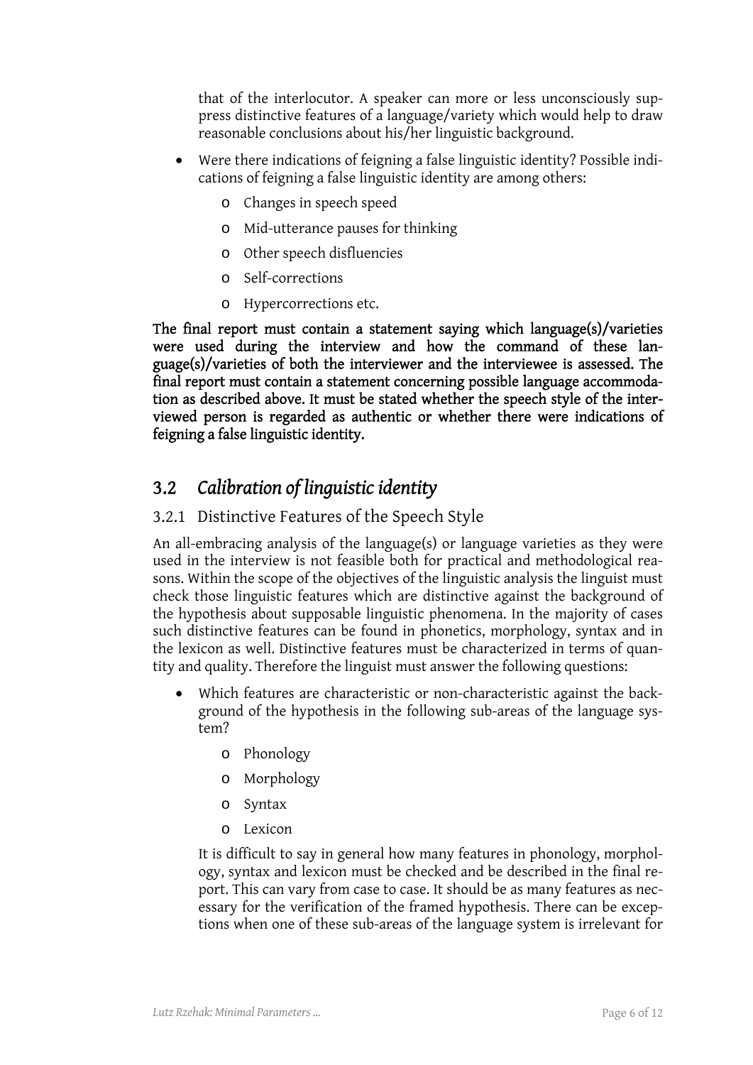that of the interlocutor. A speaker can more or less unconsciously suppress distinctive features of a language/variety which would help to draw reasonable conclusions about his/her linguistic background.

- Were there indications of feigning a false linguistic identity? Possible indications of feigning a false linguistic identity are among others:
  - Changes in speech speed
  - Mid-utterance pauses for thinking
  - Other speech disfluencies
  - Self-corrections
  - Hypercorrections etc.

**The final report must contain a statement saying which language(s)/varieties were used during the interview and how the command of these language(s)/varieties of both the interviewer and the interviewee is assessed. The final report must contain a statement concerning possible language accommodation as described above. It must be stated whether the speech style of the interviewed person is regarded as authentic or whether there were indications of feigning a false linguistic identity.**

## 3.2 *Calibration of linguistic identity*

### 3.2.1 Distinctive Features of the Speech Style

An all-embracing analysis of the language(s) or language varieties as they were used in the interview is not feasible both for practical and methodological reasons. Within the scope of the objectives of the linguistic analysis the linguist must check those linguistic features which are distinctive against the background of the hypothesis about supposable linguistic phenomena. In the majority of cases such distinctive features can be found in phonetics, morphology, syntax and in the lexicon as well. Distinctive features must be characterized in terms of quantity and quality. Therefore the linguist must answer the following questions:

- Which features are characteristic or non-characteristic against the background of the hypothesis in the following sub-areas of the language system?
  - Phonology
  - Morphology
  - Syntax
  - Lexicon

  It is difficult to say in general how many features in phonology, morphology, syntax and lexicon must be checked and be described in the final report. This can vary from case to case. It should be as many features as necessary for the verification of the framed hypothesis. There can be exceptions when one of these sub-areas of the language system is irrelevant for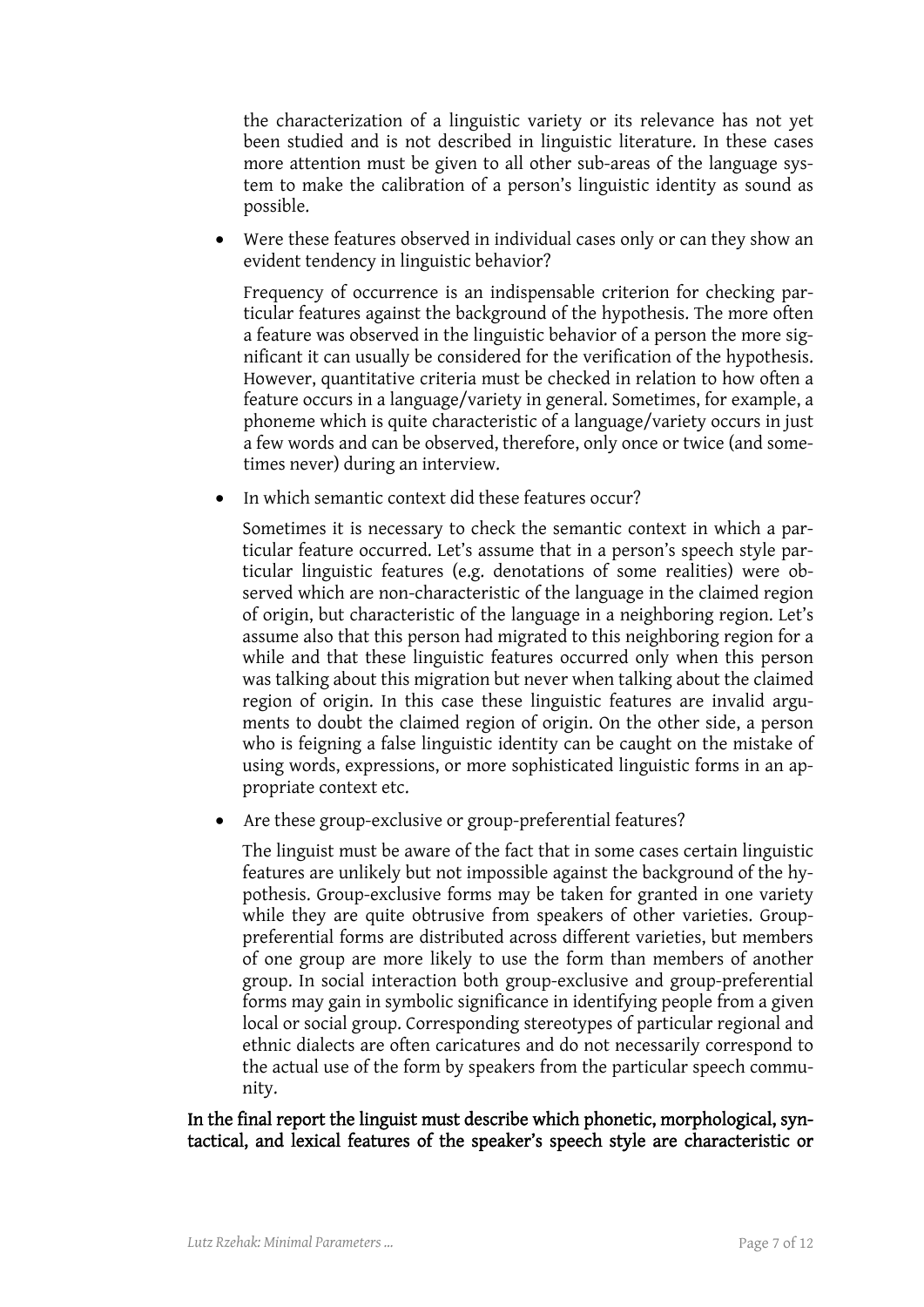the characterization of a linguistic variety or its relevance has not yet been studied and is not described in linguistic literature. In these cases more attention must be given to all other sub-areas of the language system to make the calibration of a person's linguistic identity as sound as possible.

- Were these features observed in individual cases only or can they show an evident tendency in linguistic behavior?

  Frequency of occurrence is an indispensable criterion for checking particular features against the background of the hypothesis. The more often a feature was observed in the linguistic behavior of a person the more significant it can usually be considered for the verification of the hypothesis. However, quantitative criteria must be checked in relation to how often a feature occurs in a language/variety in general. Sometimes, for example, a phoneme which is quite characteristic of a language/variety occurs in just a few words and can be observed, therefore, only once or twice (and sometimes never) during an interview.

- In which semantic context did these features occur?

  Sometimes it is necessary to check the semantic context in which a particular feature occurred. Let's assume that in a person's speech style particular linguistic features (e.g. denotations of some realities) were observed which are non-characteristic of the language in the claimed region of origin, but characteristic of the language in a neighboring region. Let's assume also that this person had migrated to this neighboring region for a while and that these linguistic features occurred only when this person was talking about this migration but never when talking about the claimed region of origin. In this case these linguistic features are invalid arguments to doubt the claimed region of origin. On the other side, a person who is feigning a false linguistic identity can be caught on the mistake of using words, expressions, or more sophisticated linguistic forms in an appropriate context etc.

- Are these group-exclusive or group-preferential features?

  The linguist must be aware of the fact that in some cases certain linguistic features are unlikely but not impossible against the background of the hypothesis. Group-exclusive forms may be taken for granted in one variety while they are quite obtrusive from speakers of other varieties. Group-preferential forms are distributed across different varieties, but members of one group are more likely to use the form than members of another group. In social interaction both group-exclusive and group-preferential forms may gain in symbolic significance in identifying people from a given local or social group. Corresponding stereotypes of particular regional and ethnic dialects are often caricatures and do not necessarily correspond to the actual use of the form by speakers from the particular speech community.

**In the final report the linguist must describe which phonetic, morphological, syntactical, and lexical features of the speaker's speech style are characteristic or**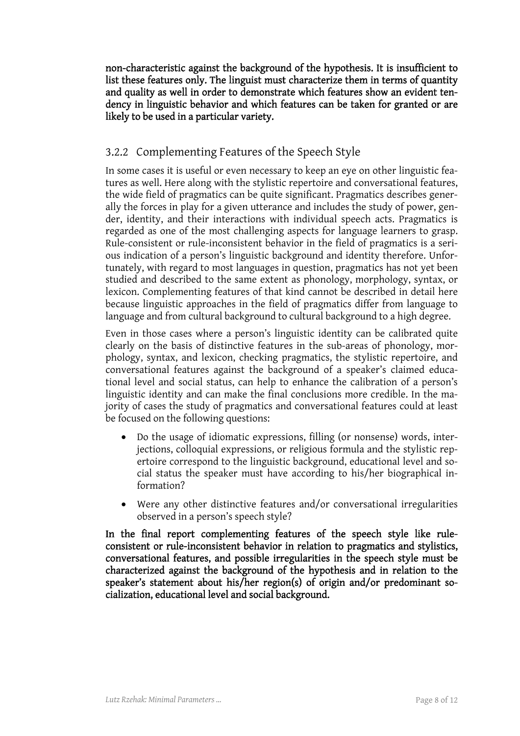**non-characteristic against the background of the hypothesis. It is insufficient to list these features only. The linguist must characterize them in terms of quantity and quality as well in order to demonstrate which features show an evident tendency in linguistic behavior and which features can be taken for granted or are likely to be used in a particular variety.**

### 3.2.2 Complementing Features of the Speech Style

In some cases it is useful or even necessary to keep an eye on other linguistic features as well. Here along with the stylistic repertoire and conversational features, the wide field of pragmatics can be quite significant. Pragmatics describes generally the forces in play for a given utterance and includes the study of power, gender, identity, and their interactions with individual speech acts. Pragmatics is regarded as one of the most challenging aspects for language learners to grasp. Rule-consistent or rule-inconsistent behavior in the field of pragmatics is a serious indication of a person's linguistic background and identity therefore. Unfortunately, with regard to most languages in question, pragmatics has not yet been studied and described to the same extent as phonology, morphology, syntax, or lexicon. Complementing features of that kind cannot be described in detail here because linguistic approaches in the field of pragmatics differ from language to language and from cultural background to cultural background to a high degree.

Even in those cases where a person's linguistic identity can be calibrated quite clearly on the basis of distinctive features in the sub-areas of phonology, morphology, syntax, and lexicon, checking pragmatics, the stylistic repertoire, and conversational features against the background of a speaker's claimed educational level and social status, can help to enhance the calibration of a person's linguistic identity and can make the final conclusions more credible. In the majority of cases the study of pragmatics and conversational features could at least be focused on the following questions:

- Do the usage of idiomatic expressions, filling (or nonsense) words, interjections, colloquial expressions, or religious formula and the stylistic repertoire correspond to the linguistic background, educational level and social status the speaker must have according to his/her biographical information?
- Were any other distinctive features and/or conversational irregularities observed in a person's speech style?

**In the final report complementing features of the speech style like rule-consistent or rule-inconsistent behavior in relation to pragmatics and stylistics, conversational features, and possible irregularities in the speech style must be characterized against the background of the hypothesis and in relation to the speaker's statement about his/her region(s) of origin and/or predominant socialization, educational level and social background.**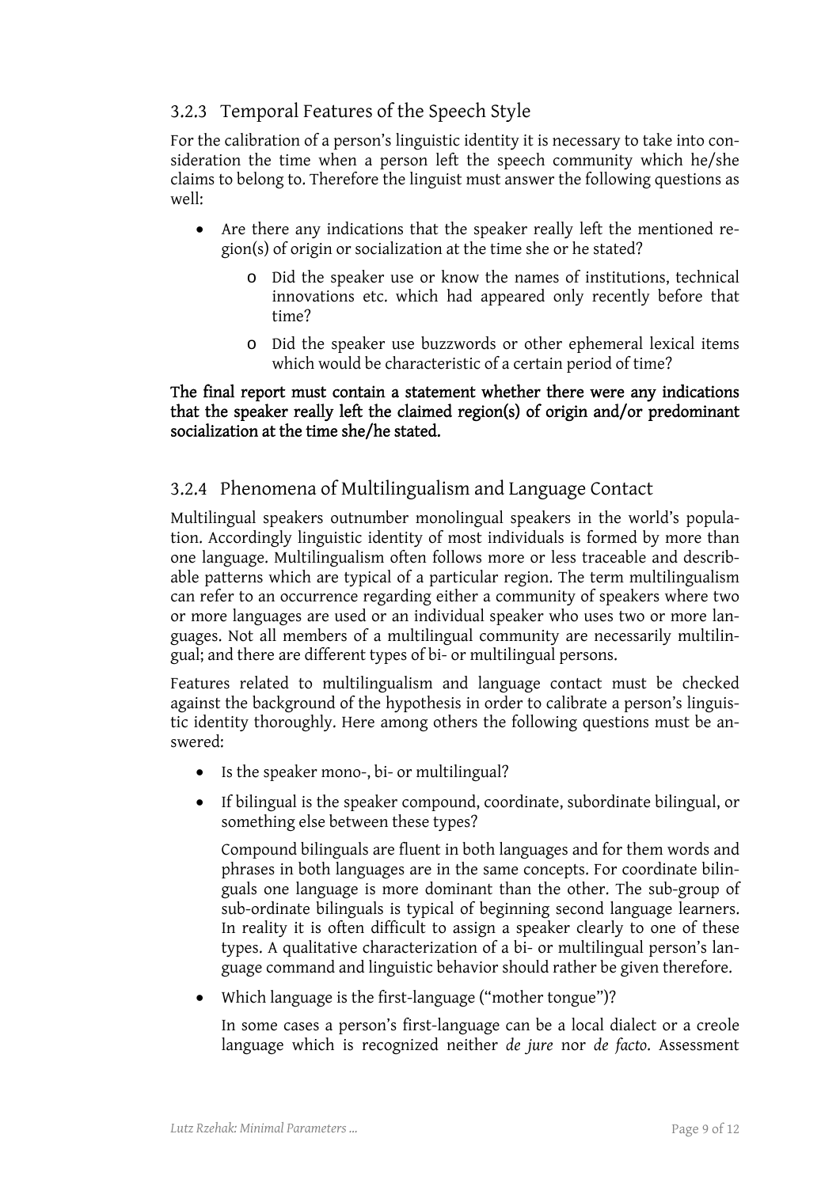### 3.2.3 Temporal Features of the Speech Style

For the calibration of a person's linguistic identity it is necessary to take into consideration the time when a person left the speech community which he/she claims to belong to. Therefore the linguist must answer the following questions as well:

- Are there any indications that the speaker really left the mentioned region(s) of origin or socialization at the time she or he stated?
    - Did the speaker use or know the names of institutions, technical innovations etc. which had appeared only recently before that time?
    - Did the speaker use buzzwords or other ephemeral lexical items which would be characteristic of a certain period of time?

**The final report must contain a statement whether there were any indications that the speaker really left the claimed region(s) of origin and/or predominant socialization at the time she/he stated.**

### 3.2.4 Phenomena of Multilingualism and Language Contact

Multilingual speakers outnumber monolingual speakers in the world's population. Accordingly linguistic identity of most individuals is formed by more than one language. Multilingualism often follows more or less traceable and describable patterns which are typical of a particular region. The term multilingualism can refer to an occurrence regarding either a community of speakers where two or more languages are used or an individual speaker who uses two or more languages. Not all members of a multilingual community are necessarily multilingual; and there are different types of bi- or multilingual persons.

Features related to multilingualism and language contact must be checked against the background of the hypothesis in order to calibrate a person's linguistic identity thoroughly. Here among others the following questions must be answered:

- Is the speaker mono-, bi- or multilingual?
- If bilingual is the speaker compound, coordinate, subordinate bilingual, or something else between these types?

  Compound bilinguals are fluent in both languages and for them words and phrases in both languages are in the same concepts. For coordinate bilinguals one language is more dominant than the other. The sub-group of sub-ordinate bilinguals is typical of beginning second language learners. In reality it is often difficult to assign a speaker clearly to one of these types. A qualitative characterization of a bi- or multilingual person's language command and linguistic behavior should rather be given therefore.

- Which language is the first-language ("mother tongue")?

  In some cases a person's first-language can be a local dialect or a creole language which is recognized neither *de jure* nor *de facto*. Assessment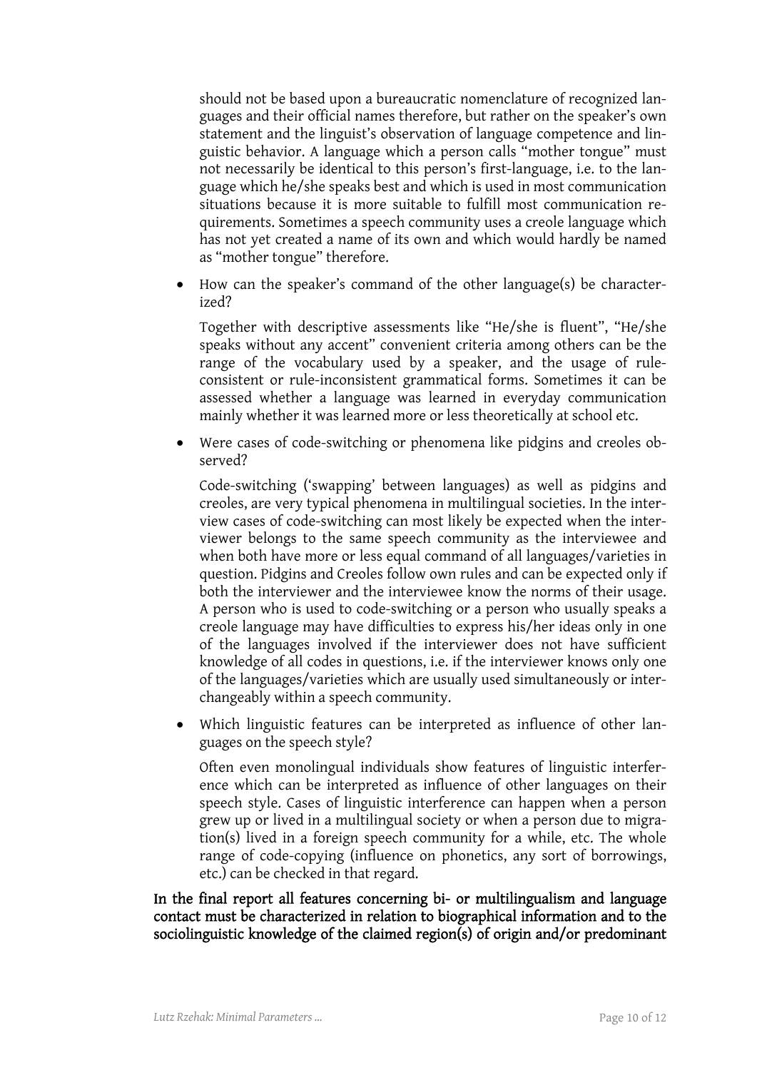should not be based upon a bureaucratic nomenclature of recognized languages and their official names therefore, but rather on the speaker's own statement and the linguist's observation of language competence and linguistic behavior. A language which a person calls "mother tongue" must not necessarily be identical to this person's first-language, i.e. to the language which he/she speaks best and which is used in most communication situations because it is more suitable to fulfill most communication requirements. Sometimes a speech community uses a creole language which has not yet created a name of its own and which would hardly be named as "mother tongue" therefore.

- How can the speaker's command of the other language(s) be characterized?

  Together with descriptive assessments like "He/she is fluent", "He/she speaks without any accent" convenient criteria among others can be the range of the vocabulary used by a speaker, and the usage of rule-consistent or rule-inconsistent grammatical forms. Sometimes it can be assessed whether a language was learned in everyday communication mainly whether it was learned more or less theoretically at school etc.

- Were cases of code-switching or phenomena like pidgins and creoles observed?

  Code-switching ('swapping' between languages) as well as pidgins and creoles, are very typical phenomena in multilingual societies. In the interview cases of code-switching can most likely be expected when the interviewer belongs to the same speech community as the interviewee and when both have more or less equal command of all languages/varieties in question. Pidgins and Creoles follow own rules and can be expected only if both the interviewer and the interviewee know the norms of their usage. A person who is used to code-switching or a person who usually speaks a creole language may have difficulties to express his/her ideas only in one of the languages involved if the interviewer does not have sufficient knowledge of all codes in questions, i.e. if the interviewer knows only one of the languages/varieties which are usually used simultaneously or interchangeably within a speech community.

- Which linguistic features can be interpreted as influence of other languages on the speech style?

  Often even monolingual individuals show features of linguistic interference which can be interpreted as influence of other languages on their speech style. Cases of linguistic interference can happen when a person grew up or lived in a multilingual society or when a person due to migration(s) lived in a foreign speech community for a while, etc. The whole range of code-copying (influence on phonetics, any sort of borrowings, etc.) can be checked in that regard.

**In the final report all features concerning bi- or multilingualism and language contact must be characterized in relation to biographical information and to the sociolinguistic knowledge of the claimed region(s) of origin and/or predominant**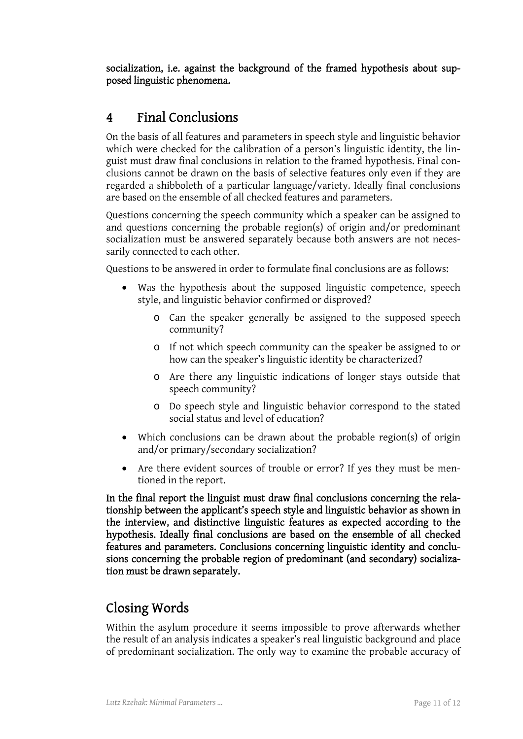**socialization, i.e. against the background of the framed hypothesis about supposed linguistic phenomena.**

# 4 Final Conclusions

On the basis of all features and parameters in speech style and linguistic behavior which were checked for the calibration of a person's linguistic identity, the linguist must draw final conclusions in relation to the framed hypothesis. Final conclusions cannot be drawn on the basis of selective features only even if they are regarded a shibboleth of a particular language/variety. Ideally final conclusions are based on the ensemble of all checked features and parameters.

Questions concerning the speech community which a speaker can be assigned to and questions concerning the probable region(s) of origin and/or predominant socialization must be answered separately because both answers are not necessarily connected to each other.

Questions to be answered in order to formulate final conclusions are as follows:

- Was the hypothesis about the supposed linguistic competence, speech style, and linguistic behavior confirmed or disproved?
  - Can the speaker generally be assigned to the supposed speech community?
  - If not which speech community can the speaker be assigned to or how can the speaker's linguistic identity be characterized?
  - Are there any linguistic indications of longer stays outside that speech community?
  - Do speech style and linguistic behavior correspond to the stated social status and level of education?
- Which conclusions can be drawn about the probable region(s) of origin and/or primary/secondary socialization?
- Are there evident sources of trouble or error? If yes they must be mentioned in the report.

**In the final report the linguist must draw final conclusions concerning the relationship between the applicant's speech style and linguistic behavior as shown in the interview, and distinctive linguistic features as expected according to the hypothesis. Ideally final conclusions are based on the ensemble of all checked features and parameters. Conclusions concerning linguistic identity and conclusions concerning the probable region of predominant (and secondary) socialization must be drawn separately.**

# Closing Words

Within the asylum procedure it seems impossible to prove afterwards whether the result of an analysis indicates a speaker's real linguistic background and place of predominant socialization. The only way to examine the probable accuracy of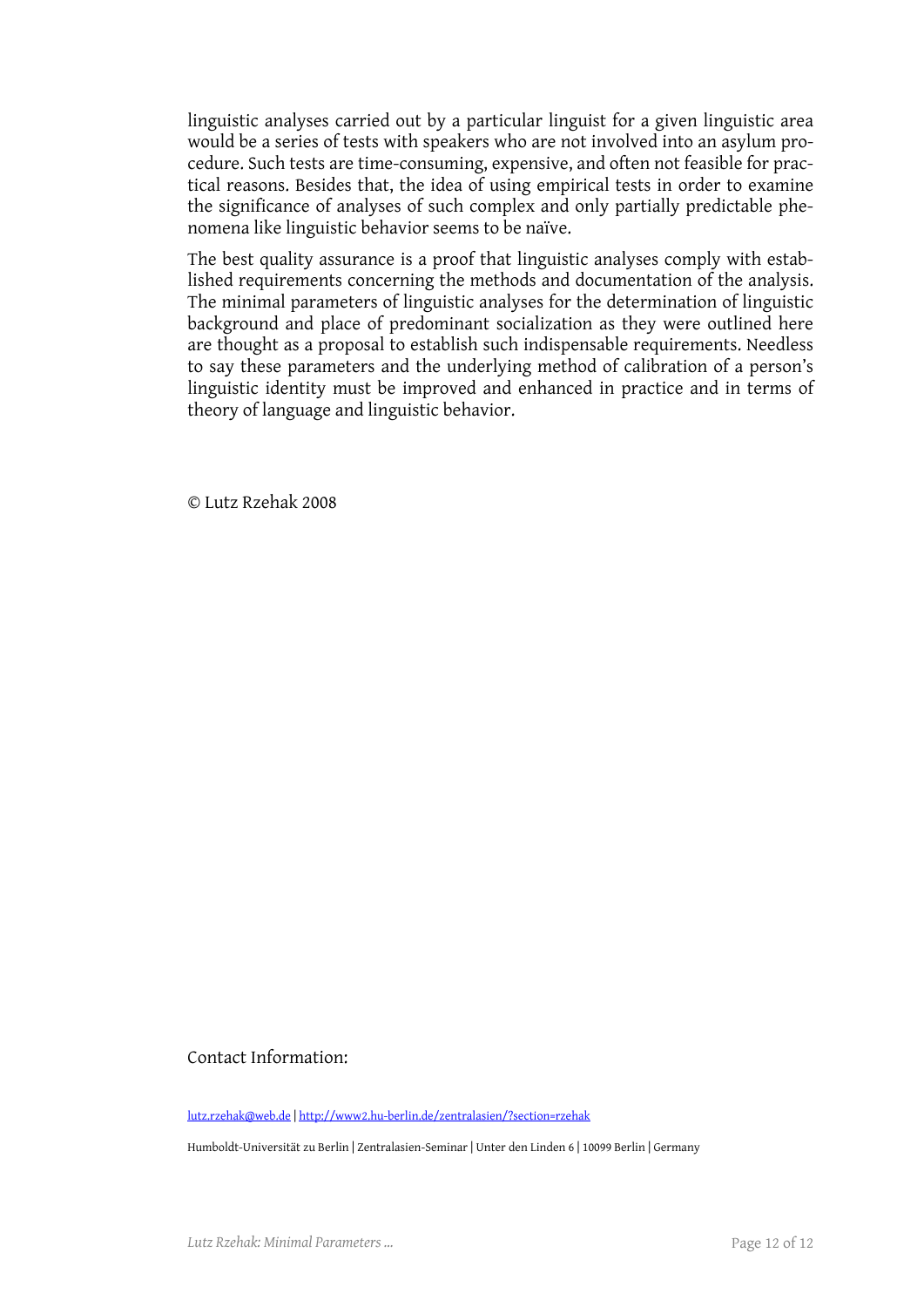linguistic analyses carried out by a particular linguist for a given linguistic area would be a series of tests with speakers who are not involved into an asylum procedure. Such tests are time-consuming, expensive, and often not feasible for practical reasons. Besides that, the idea of using empirical tests in order to examine the significance of analyses of such complex and only partially predictable phenomena like linguistic behavior seems to be naïve.

The best quality assurance is a proof that linguistic analyses comply with established requirements concerning the methods and documentation of the analysis. The minimal parameters of linguistic analyses for the determination of linguistic background and place of predominant socialization as they were outlined here are thought as a proposal to establish such indispensable requirements. Needless to say these parameters and the underlying method of calibration of a person's linguistic identity must be improved and enhanced in practice and in terms of theory of language and linguistic behavior.

© Lutz Rzehak 2008

Contact Information:

lutz.rzehak@web.de | http://www2.hu-berlin.de/zentralasien/?section=rzehak

Humboldt-Universität zu Berlin | Zentralasien-Seminar | Unter den Linden 6 | 10099 Berlin | Germany